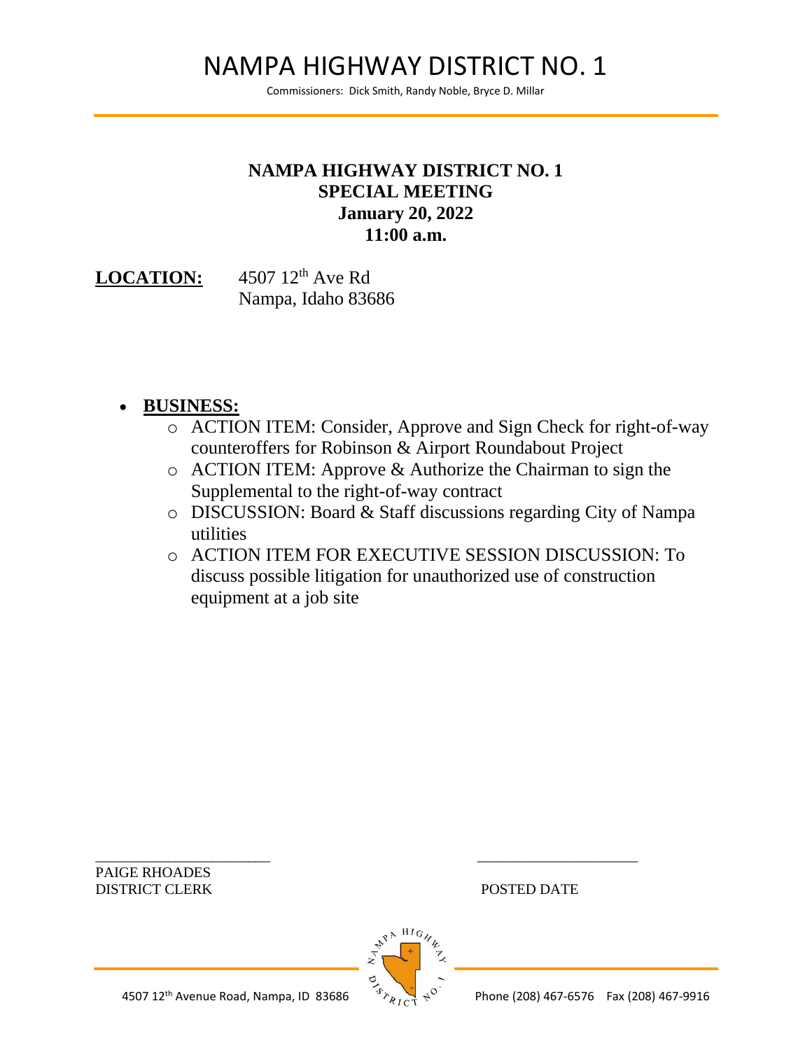# NAMPA HIGHWAY DISTRICT NO. 1

Commissioners: Dick Smith, Randy Noble, Bryce D. Millar

## NAMPA HIGHWAY DISTRICT NO. 1
## SPECIAL MEETING
## January 20, 2022
## 11:00 a.m.

**LOCATION:** 4507 12th Ave Rd
Nampa, Idaho 83686

- **BUSINESS:**
  - ACTION ITEM: Consider, Approve and Sign Check for right-of-way counteroffers for Robinson & Airport Roundabout Project
  - ACTION ITEM: Approve & Authorize the Chairman to sign the Supplemental to the right-of-way contract
  - DISCUSSION: Board & Staff discussions regarding City of Nampa utilities
  - ACTION ITEM FOR EXECUTIVE SESSION DISCUSSION: To discuss possible litigation for unauthorized use of construction equipment at a job site

________________________
PAIGE RHOADES
DISTRICT CLERK

________________________
POSTED DATE

4507 12th Avenue Road, Nampa, ID 83686 Phone (208) 467-6576 Fax (208) 467-9916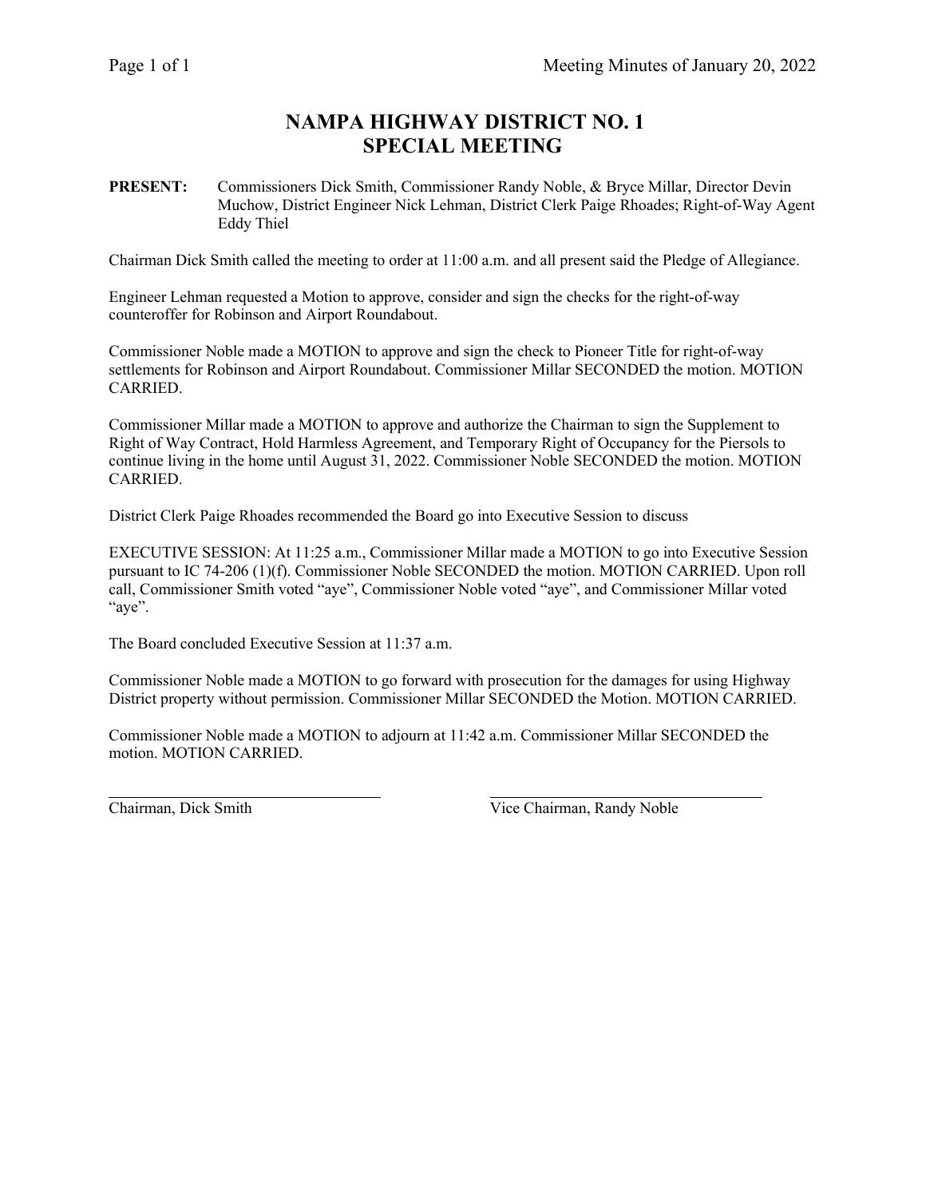# NAMPA HIGHWAY DISTRICT NO. 1
# SPECIAL MEETING

**PRESENT:** Commissioners Dick Smith, Commissioner Randy Noble, & Bryce Millar, Director Devin Muchow, District Engineer Nick Lehman, District Clerk Paige Rhoades; Right-of-Way Agent Eddy Thiel

Chairman Dick Smith called the meeting to order at 11:00 a.m. and all present said the Pledge of Allegiance.

Engineer Lehman requested a Motion to approve, consider and sign the checks for the right-of-way counteroffer for Robinson and Airport Roundabout.

Commissioner Noble made a MOTION to approve and sign the check to Pioneer Title for right-of-way settlements for Robinson and Airport Roundabout. Commissioner Millar SECONDED the motion. MOTION CARRIED.

Commissioner Millar made a MOTION to approve and authorize the Chairman to sign the Supplement to Right of Way Contract, Hold Harmless Agreement, and Temporary Right of Occupancy for the Piersols to continue living in the home until August 31, 2022. Commissioner Noble SECONDED the motion. MOTION CARRIED.

District Clerk Paige Rhoades recommended the Board go into Executive Session to discuss

EXECUTIVE SESSION: At 11:25 a.m., Commissioner Millar made a MOTION to go into Executive Session pursuant to IC 74-206 (1)(f). Commissioner Noble SECONDED the motion. MOTION CARRIED. Upon roll call, Commissioner Smith voted "aye", Commissioner Noble voted "aye", and Commissioner Millar voted "aye".

The Board concluded Executive Session at 11:37 a.m.

Commissioner Noble made a MOTION to go forward with prosecution for the damages for using Highway District property without permission. Commissioner Millar SECONDED the Motion. MOTION CARRIED.

Commissioner Noble made a MOTION to adjourn at 11:42 a.m. Commissioner Millar SECONDED the motion. MOTION CARRIED.

\_\_\_\_\_\_\_\_\_\_\_\_\_\_\_\_\_\_\_\_\_\_\_\_\_\_\_\_\_\_\_\_\_\_
Chairman, Dick Smith

\_\_\_\_\_\_\_\_\_\_\_\_\_\_\_\_\_\_\_\_\_\_\_\_\_\_\_\_\_\_\_\_\_\_
Vice Chairman, Randy Noble